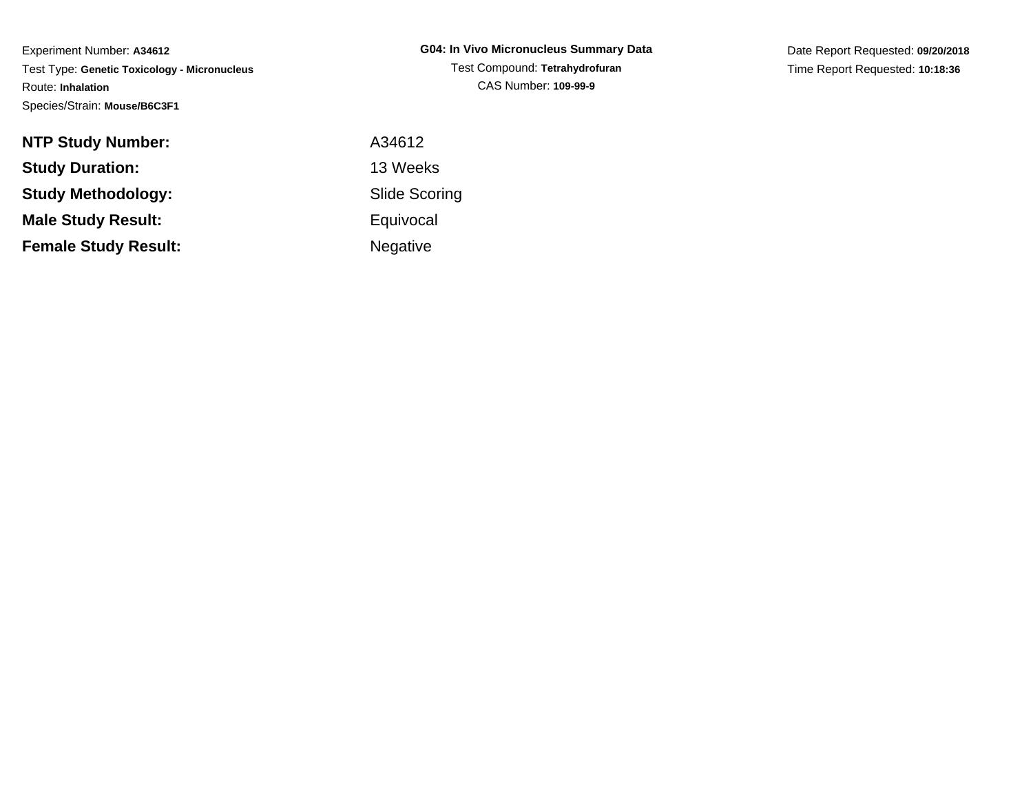Experiment Number: **A34612**
Test Type: **Genetic Toxicology - Micronucleus**
Route: **Inhalation**
Species/Strain: **Mouse/B6C3F1**

**G04: In Vivo Micronucleus Summary Data**
Test Compound: **Tetrahydrofuran**
CAS Number: **109-99-9**

Date Report Requested: **09/20/2018**
Time Report Requested: **10:18:36**

| | |
|---|---|
| **NTP Study Number:** | A34612 |
| **Study Duration:** | 13 Weeks |
| **Study Methodology:** | Slide Scoring |
| **Male Study Result:** | Equivocal |
| **Female Study Result:** | Negative |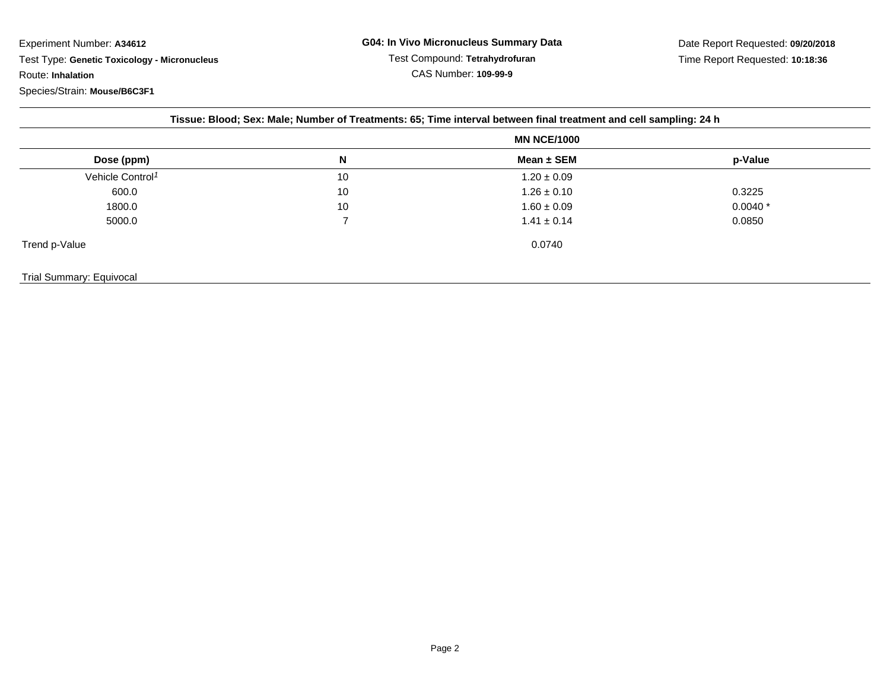Experiment Number: **A34612**

Test Type: **Genetic Toxicology - Micronucleus**

Route: **Inhalation**

Species/Strain: **Mouse/B6C3F1**

**G04: In Vivo Micronucleus Summary Data**

Test Compound: **Tetrahydrofuran**

CAS Number: **109-99-9**

Date Report Requested: **09/20/2018**

Time Report Requested: **10:18:36**

**Tissue: Blood; Sex: Male; Number of Treatments: 65; Time interval between final treatment and cell sampling: 24 h**

| | | MN NCE/1000 | |
|---|---|---|---|
| **Dose (ppm)** | **N** | **Mean ± SEM** | **p-Value** |
| Vehicle Control[1] | 10 | 1.20 ± 0.09 | |
| 600.0 | 10 | 1.26 ± 0.10 | 0.3225 |
| 1800.0 | 10 | 1.60 ± 0.09 | 0.0040 * |
| 5000.0 | 7 | 1.41 ± 0.14 | 0.0850 |
| Trend p-Value | | 0.0740 | |

Trial Summary: Equivocal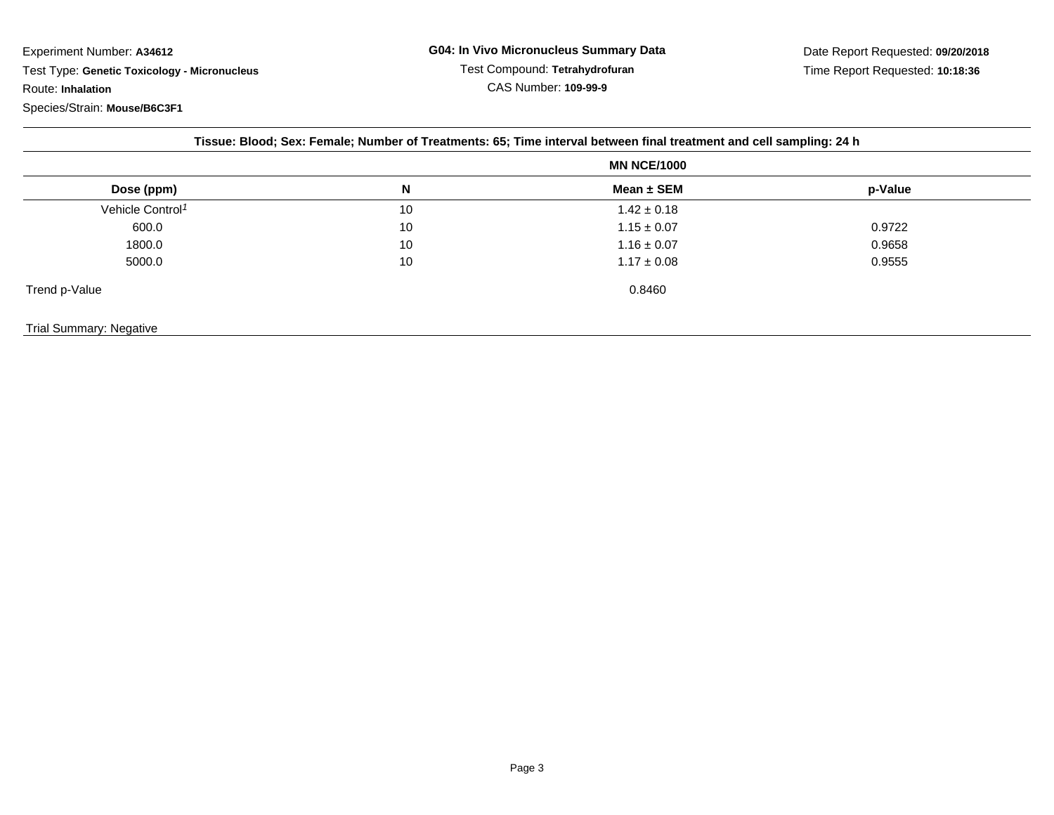Experiment Number: **A34612**

Test Type: **Genetic Toxicology - Micronucleus**

Route: **Inhalation**

Species/Strain: **Mouse/B6C3F1**

**G04: In Vivo Micronucleus Summary Data**

Test Compound: **Tetrahydrofuran**

CAS Number: **109-99-9**

Date Report Requested: **09/20/2018**

Time Report Requested: **10:18:36**

**Tissue: Blood; Sex: Female; Number of Treatments: 65; Time interval between final treatment and cell sampling: 24 h**

| | | MN NCE/1000 | |
|---|---|---|---|
| **Dose (ppm)** | **N** | **Mean ± SEM** | **p-Value** |
| Vehicle Control[1] | 10 | 1.42 ± 0.18 | |
| 600.0 | 10 | 1.15 ± 0.07 | 0.9722 |
| 1800.0 | 10 | 1.16 ± 0.07 | 0.9658 |
| 5000.0 | 10 | 1.17 ± 0.08 | 0.9555 |
| Trend p-Value | | 0.8460 | |

Trial Summary: Negative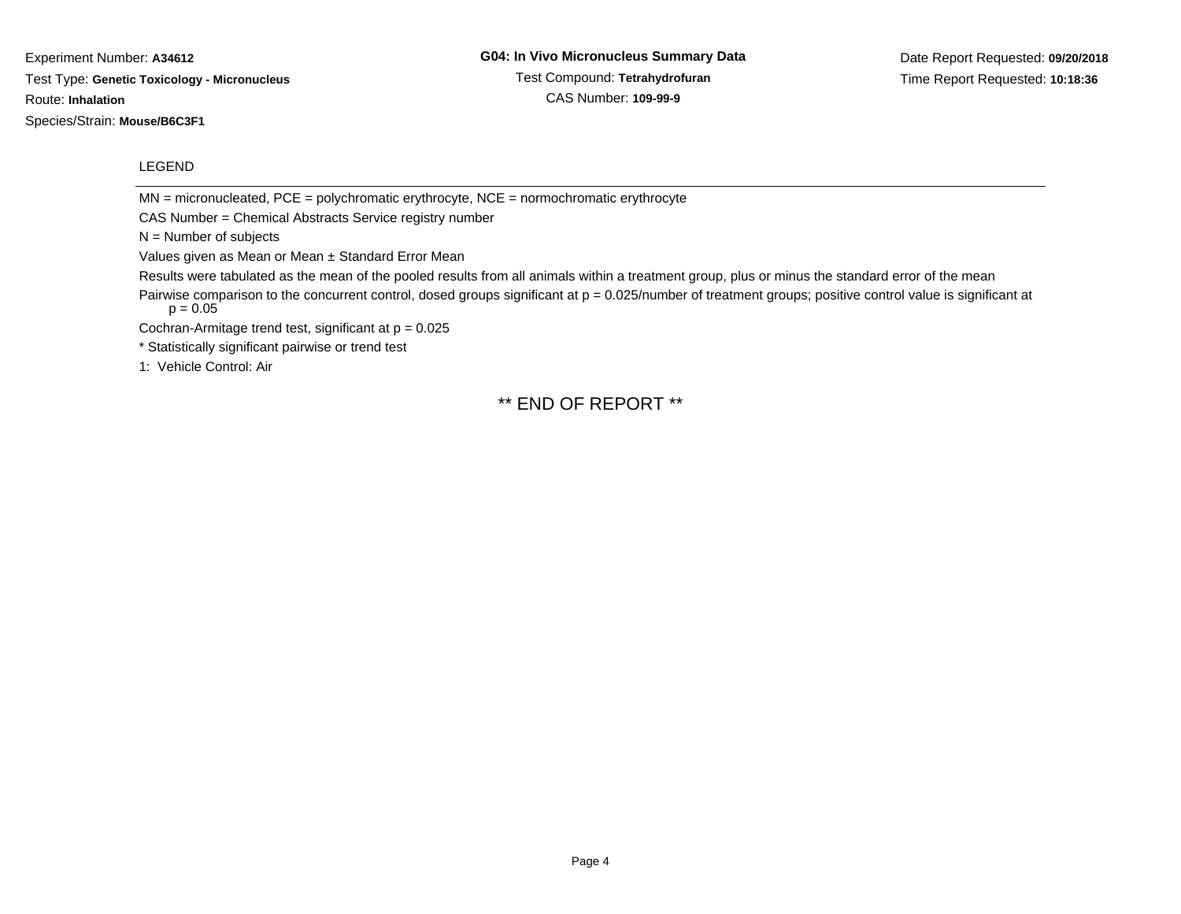Experiment Number: **A34612**
Test Type: **Genetic Toxicology - Micronucleus**
Route: **Inhalation**
Species/Strain: **Mouse/B6C3F1**

**G04: In Vivo Micronucleus Summary Data**
Test Compound: **Tetrahydrofuran**
CAS Number: **109-99-9**

Date Report Requested: **09/20/2018**
Time Report Requested: **10:18:36**

LEGEND

MN = micronucleated, PCE = polychromatic erythrocyte, NCE = normochromatic erythrocyte

CAS Number = Chemical Abstracts Service registry number

N = Number of subjects

Values given as Mean or Mean ± Standard Error Mean

Results were tabulated as the mean of the pooled results from all animals within a treatment group, plus or minus the standard error of the mean

Pairwise comparison to the concurrent control, dosed groups significant at p = 0.025/number of treatment groups; positive control value is significant at p = 0.05

Cochran-Armitage trend test, significant at p = 0.025

* Statistically significant pairwise or trend test

1: Vehicle Control: Air

** END OF REPORT **